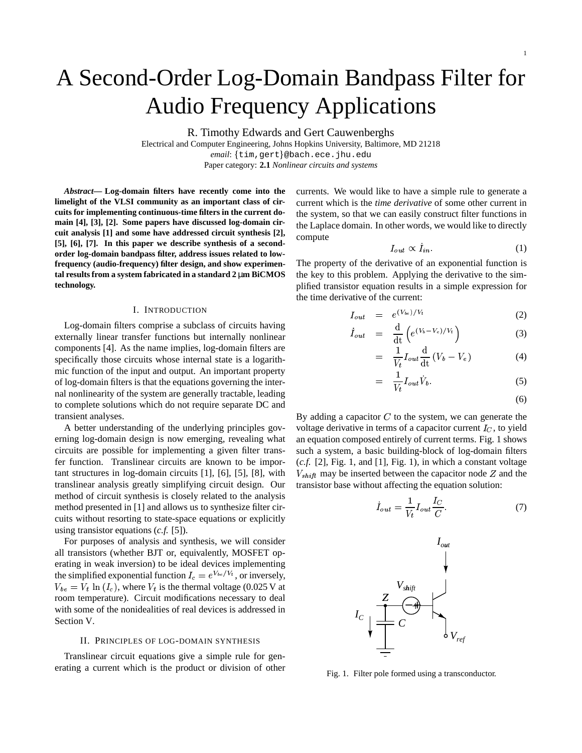# A Second-Order Log-Domain Bandpass Filter for Audio Frequency Applications

R. Timothy Edwards and Gert Cauwenberghs

Electrical and Computer Engineering, Johns Hopkins University, Baltimore, MD 21218

*email*: {tim,gert}@bach.ece.jhu.edu

Paper category: **2.1** *Nonlinear circuits and systems*

***Abstract*— Log-domain filters have recently come into the limelight of the VLSI community as an important class of circuits for implementing continuous-time filters in the current domain [4], [3], [2]. Some papers have discussed log-domain circuit analysis [1] and some have addressed circuit synthesis [2], [5], [6], [7]. In this paper we describe synthesis of a second-order log-domain bandpass filter, address issues related to low-frequency (audio-frequency) filter design, and show experimental results from a system fabricated in a standard 2 μm BiCMOS technology.**

## I. Introduction

Log-domain filters comprise a subclass of circuits having externally linear transfer functions but internally nonlinear components [4]. As the name implies, log-domain filters are specifically those circuits whose internal state is a logarithmic function of the input and output. An important property of log-domain filters is that the equations governing the internal nonlinearity of the system are generally tractable, leading to complete solutions which do not require separate DC and transient analyses.

A better understanding of the underlying principles governing log-domain design is now emerging, revealing what circuits are possible for implementing a given filter transfer function. Translinear circuits are known to be important structures in log-domain circuits [1], [6], [5], [8], with translinear analysis greatly simplifying circuit design. Our method of circuit synthesis is closely related to the analysis method presented in [1] and allows us to synthesize filter circuits without resorting to state-space equations or explicitly using transistor equations (*c.f.* [5]).

For purposes of analysis and synthesis, we will consider all transistors (whether BJT or, equivalently, MOSFET operating in weak inversion) to be ideal devices implementing the simplified exponential function $I_c = e^{V_{be}/V_t}$, or inversely, $V_{be} = V_t \ln{(I_c)}$, where $V_t$ is the thermal voltage (0.025 V at room temperature). Circuit modifications necessary to deal with some of the nonidealities of real devices is addressed in Section V.

## II. Principles of log-domain synthesis

Translinear circuit equations give a simple rule for generating a current which is the product or division of other currents. We would like to have a simple rule to generate a current which is the *time derivative* of some other current in the system, so that we can easily construct filter functions in the Laplace domain. In other words, we would like to directly compute

$$I_{out} \propto \dot{I}_{in}. \tag{1}$$

The property of the derivative of an exponential function is the key to this problem. Applying the derivative to the simplified transistor equation results in a simple expression for the time derivative of the current:

$$I_{out} = e^{(V_{be})/V_t} \tag{2}$$

$$\dot{I}_{out} = \frac{\mathrm{d}}{\mathrm{dt}}\left(e^{(V_b - V_e)/V_t}\right) \tag{3}$$

$$= \frac{1}{V_t} I_{out} \frac{\mathrm{d}}{\mathrm{dt}}\left(V_b - V_e\right) \tag{4}$$

$$= \frac{1}{V_t} I_{out} \dot{V}_b. \tag{5}$$

$$\tag{6}$$

By adding a capacitor $C$ to the system, we can generate the voltage derivative in terms of a capacitor current $I_C$, to yield an equation composed entirely of current terms. Fig. 1 shows such a system, a basic building-block of log-domain filters (*c.f.* [2], Fig. 1, and [1], Fig. 1), in which a constant voltage $V_{shift}$ may be inserted between the capacitor node $Z$ and the transistor base without affecting the equation solution:

$$\dot{I}_{out} = \frac{1}{V_t} I_{out} \frac{I_C}{C}. \tag{7}$$

Fig. 1. Filter pole formed using a transconductor.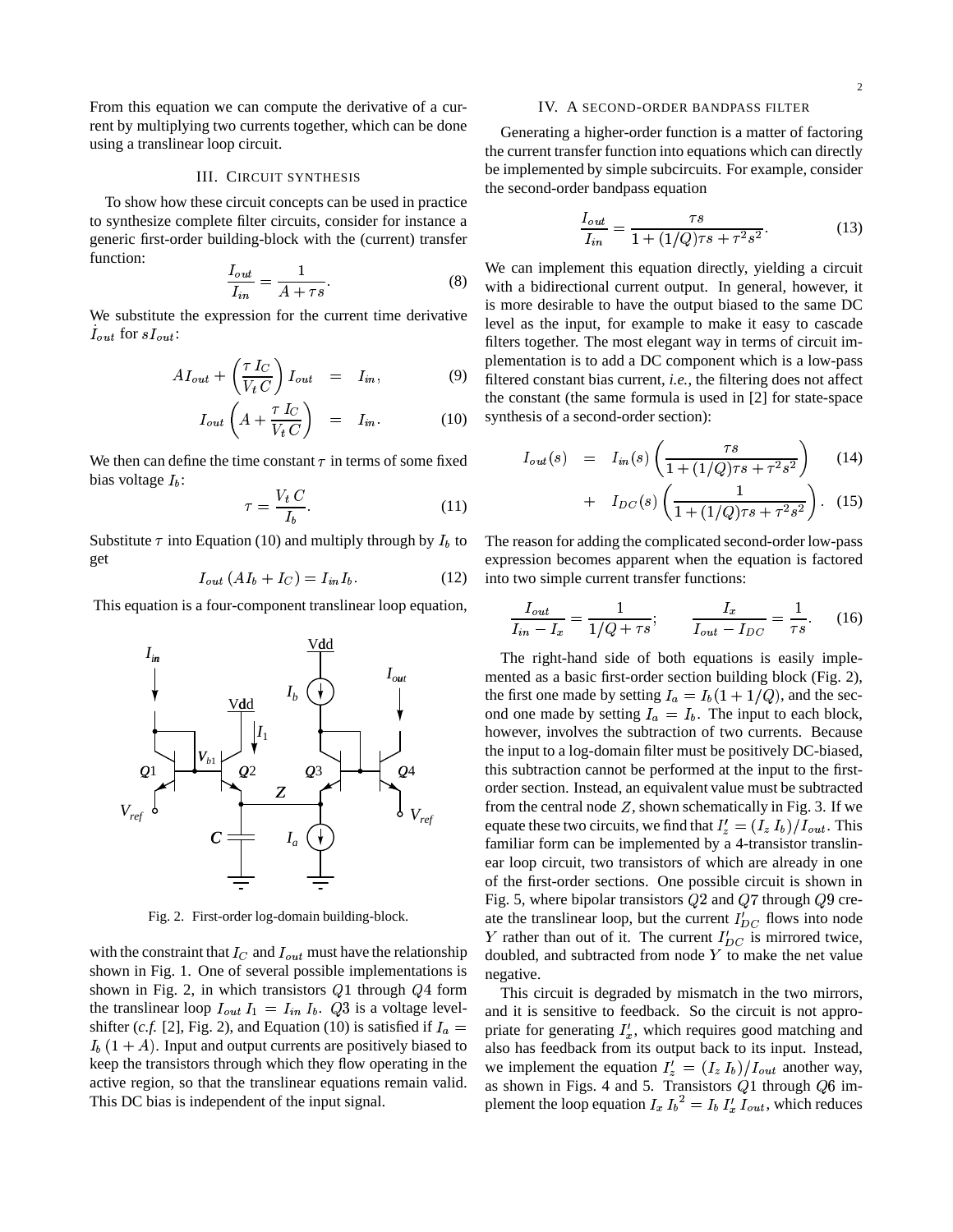From this equation we can compute the derivative of a current by multiplying two currents together, which can be done using a translinear loop circuit.

## III. Circuit synthesis

To show how these circuit concepts can be used in practice to synthesize complete filter circuits, consider for instance a generic first-order building-block with the (current) transfer function:

$$\frac{I_{out}}{I_{in}} = \frac{1}{A + \tau s}. \tag{8}$$

We substitute the expression for the current time derivative $\dot{I}_{out}$ for $sI_{out}$:

$$A I_{out} + \left(\frac{\tau\, I_C}{V_t\, C}\right) I_{out} \;=\; I_{in}, \tag{9}$$

$$I_{out}\left(A + \frac{\tau\, I_C}{V_t\, C}\right) \;=\; I_{in}. \tag{10}$$

We then can define the time constant $\tau$ in terms of some fixed bias voltage $I_b$:

$$\tau = \frac{V_t\, C}{I_b}. \tag{11}$$

Substitute $\tau$ into Equation (10) and multiply through by $I_b$ to get

$$I_{out}\left(A I_b + I_C\right) = I_{in} I_b. \tag{12}$$

This equation is a four-component translinear loop equation,

Fig. 2. First-order log-domain building-block.

with the constraint that $I_C$ and $I_{out}$ must have the relationship shown in Fig. 1. One of several possible implementations is shown in Fig. 2, in which transistors $Q1$ through $Q4$ form the translinear loop $I_{out}\, I_1 = I_{in}\, I_b$. $Q3$ is a voltage level-shifter (*c.f.* [2], Fig. 2), and Equation (10) is satisfied if $I_a = I_b\,(1 + A)$. Input and output currents are positively biased to keep the transistors through which they flow operating in the active region, so that the translinear equations remain valid. This DC bias is independent of the input signal.

## IV. A second-order bandpass filter

Generating a higher-order function is a matter of factoring the current transfer function into equations which can directly be implemented by simple subcircuits. For example, consider the second-order bandpass equation

$$\frac{I_{out}}{I_{in}} = \frac{\tau s}{1 + (1/Q)\tau s + \tau^2 s^2}. \tag{13}$$

We can implement this equation directly, yielding a circuit with a bidirectional current output. In general, however, it is more desirable to have the output biased to the same DC level as the input, for example to make it easy to cascade filters together. The most elegant way in terms of circuit implementation is to add a DC component which is a low-pass filtered constant bias current, *i.e.*, the filtering does not affect the constant (the same formula is used in [2] for state-space synthesis of a second-order section):

$$I_{out}(s) \;=\; I_{in}(s)\left(\frac{\tau s}{1 + (1/Q)\tau s + \tau^2 s^2}\right) \tag{14}$$

$$+\;\; I_{DC}(s)\left(\frac{1}{1 + (1/Q)\tau s + \tau^2 s^2}\right). \tag{15}$$

The reason for adding the complicated second-order low-pass expression becomes apparent when the equation is factored into two simple current transfer functions:

$$\frac{I_{out}}{I_{in} - I_x} = \frac{1}{1/Q + \tau s}; \qquad \frac{I_x}{I_{out} - I_{DC}} = \frac{1}{\tau s}. \tag{16}$$

The right-hand side of both equations is easily implemented as a basic first-order section building block (Fig. 2), the first one made by setting $I_a = I_b(1 + 1/Q)$, and the second one made by setting $I_a = I_b$. The input to each block, however, involves the subtraction of two currents. Because the input to a log-domain filter must be positively DC-biased, this subtraction cannot be performed at the input to the first-order section. Instead, an equivalent value must be subtracted from the central node $Z$, shown schematically in Fig. 3. If we equate these two circuits, we find that $I_z' = (I_z\, I_b)/I_{out}$. This familiar form can be implemented by a 4-transistor translinear loop circuit, two transistors of which are already in one of the first-order sections. One possible circuit is shown in Fig. 5, where bipolar transistors $Q2$ and $Q7$ through $Q9$ create the translinear loop, but the current $I_{DC}'$ flows into node $Y$ rather than out of it. The current $I_{DC}'$ is mirrored twice, doubled, and subtracted from node $Y$ to make the net value negative.

This circuit is degraded by mismatch in the two mirrors, and it is sensitive to feedback. So the circuit is not appropriate for generating $I_x'$, which requires good matching and also has feedback from its output back to its input. Instead, we implement the equation $I_z' = (I_z\, I_b)/I_{out}$ another way, as shown in Figs. 4 and 5. Transistors $Q1$ through $Q6$ implement the loop equation $I_x\, {I_b}^2 = I_b\, I_x'\, I_{out}$, which reduces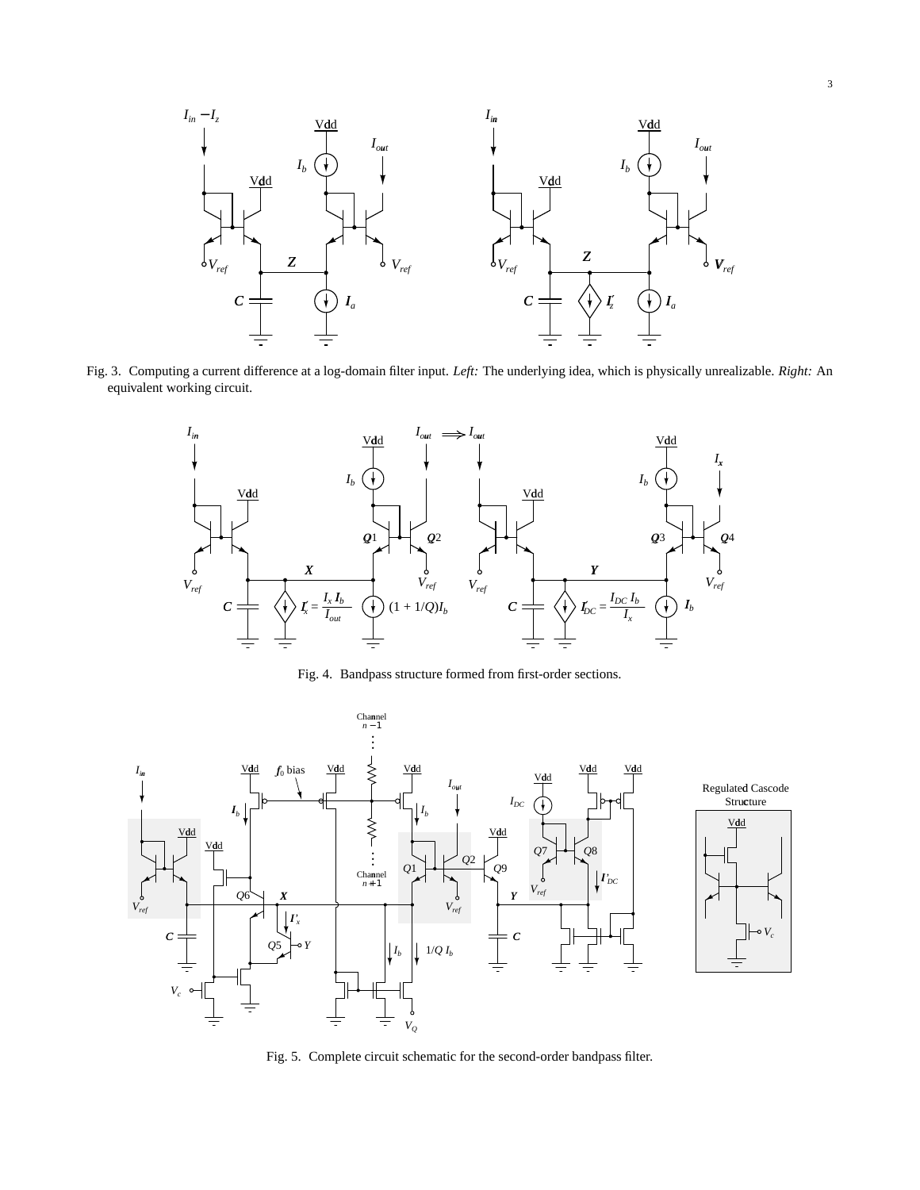Fig. 3. Computing a current difference at a log-domain filter input. *Left:* The underlying idea, which is physically unrealizable. *Right:* An equivalent working circuit.

Fig. 4. Bandpass structure formed from first-order sections.

Fig. 5. Complete circuit schematic for the second-order bandpass filter.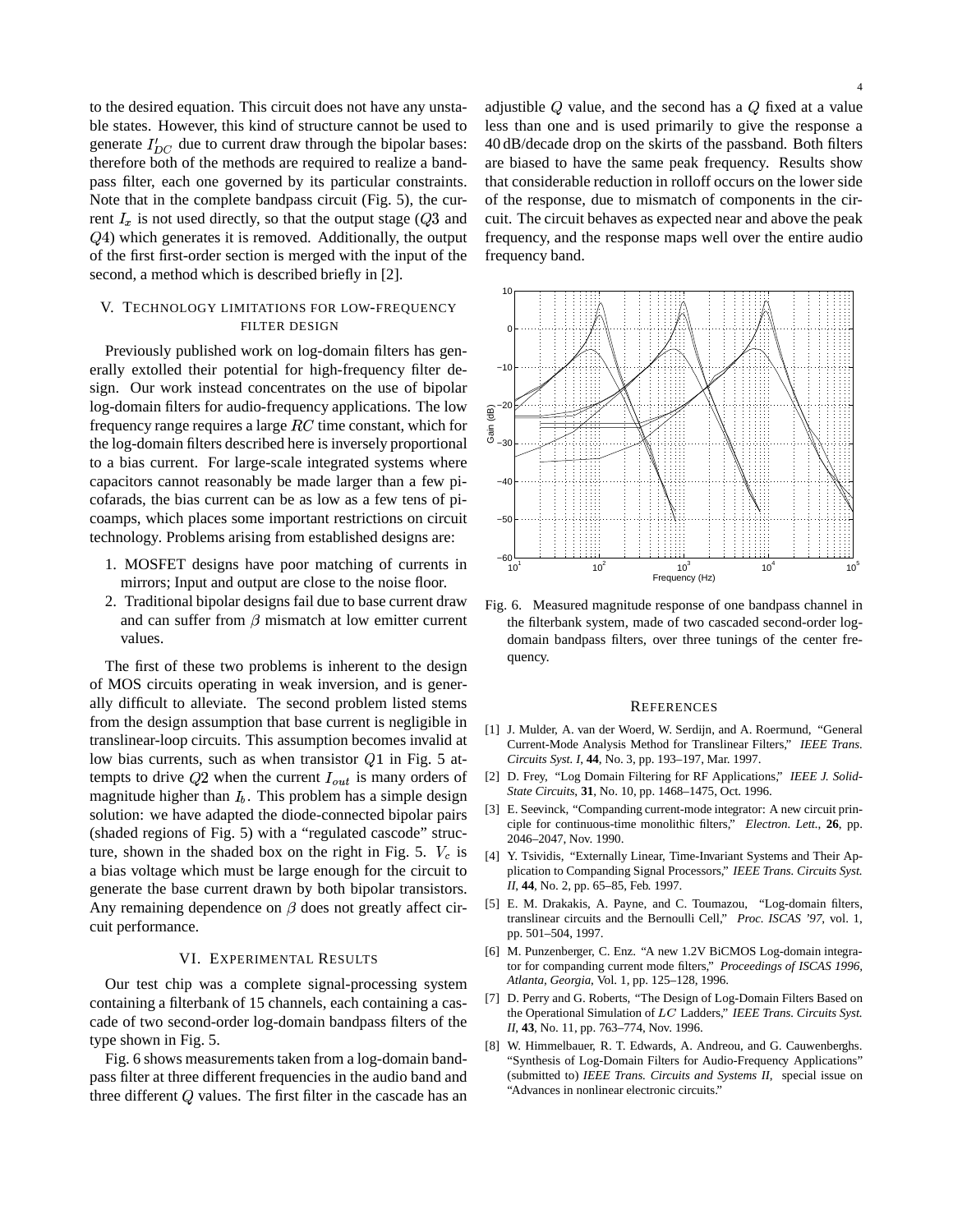to the desired equation. This circuit does not have any unstable states. However, this kind of structure cannot be used to generate $I'_{DC}$ due to current draw through the bipolar bases: therefore both of the methods are required to realize a bandpass filter, each one governed by its particular constraints. Note that in the complete bandpass circuit (Fig. 5), the current $I_x$ is not used directly, so that the output stage ($Q3$ and $Q4$) which generates it is removed. Additionally, the output of the first first-order section is merged with the input of the second, a method which is described briefly in [2].

## V. Technology limitations for low-frequency filter design

Previously published work on log-domain filters has generally extolled their potential for high-frequency filter design. Our work instead concentrates on the use of bipolar log-domain filters for audio-frequency applications. The low frequency range requires a large $RC$ time constant, which for the log-domain filters described here is inversely proportional to a bias current. For large-scale integrated systems where capacitors cannot reasonably be made larger than a few picofarads, the bias current can be as low as a few tens of picoamps, which places some important restrictions on circuit technology. Problems arising from established designs are:

1. MOSFET designs have poor matching of currents in mirrors; Input and output are close to the noise floor.
2. Traditional bipolar designs fail due to base current draw and can suffer from $\beta$ mismatch at low emitter current values.

The first of these two problems is inherent to the design of MOS circuits operating in weak inversion, and is generally difficult to alleviate. The second problem listed stems from the design assumption that base current is negligible in translinear-loop circuits. This assumption becomes invalid at low bias currents, such as when transistor $Q1$ in Fig. 5 attempts to drive $Q2$ when the current $I_{out}$ is many orders of magnitude higher than $I_b$. This problem has a simple design solution: we have adapted the diode-connected bipolar pairs (shaded regions of Fig. 5) with a "regulated cascode" structure, shown in the shaded box on the right in Fig. 5. $V_c$ is a bias voltage which must be large enough for the circuit to generate the base current drawn by both bipolar transistors. Any remaining dependence on $\beta$ does not greatly affect circuit performance.

## VI. Experimental Results

Our test chip was a complete signal-processing system containing a filterbank of 15 channels, each containing a cascade of two second-order log-domain bandpass filters of the type shown in Fig. 5.

Fig. 6 shows measurements taken from a log-domain bandpass filter at three different frequencies in the audio band and three different $Q$ values. The first filter in the cascade has an adjustible $Q$ value, and the second has a $Q$ fixed at a value less than one and is used primarily to give the response a 40 dB/decade drop on the skirts of the passband. Both filters are biased to have the same peak frequency. Results show that considerable reduction in rolloff occurs on the lower side of the response, due to mismatch of components in the circuit. The circuit behaves as expected near and above the peak frequency, and the response maps well over the entire audio frequency band.

10
0
−10
−20
−30
−40
−50
−60
Gain (dB)
$10^1$
$10^2$
$10^3$
$10^4$
$10^5$
Frequency (Hz)

Fig. 6. Measured magnitude response of one bandpass channel in the filterbank system, made of two cascaded second-order log-domain bandpass filters, over three tunings of the center frequency.

## References

[1] J. Mulder, A. van der Woerd, W. Serdijn, and A. Roermund, "General Current-Mode Analysis Method for Translinear Filters," *IEEE Trans. Circuits Syst. I*, **44**, No. 3, pp. 193–197, Mar. 1997.

[2] D. Frey, "Log Domain Filtering for RF Applications," *IEEE J. Solid-State Circuits*, **31**, No. 10, pp. 1468–1475, Oct. 1996.

[3] E. Seevinck, "Companding current-mode integrator: A new circuit principle for continuous-time monolithic filters," *Electron. Lett.*, **26**, pp. 2046–2047, Nov. 1990.

[4] Y. Tsividis, "Externally Linear, Time-Invariant Systems and Their Application to Companding Signal Processors," *IEEE Trans. Circuits Syst. II*, **44**, No. 2, pp. 65–85, Feb. 1997.

[5] E. M. Drakakis, A. Payne, and C. Toumazou, "Log-domain filters, translinear circuits and the Bernoulli Cell," *Proc. ISCAS '97*, vol. 1, pp. 501–504, 1997.

[6] M. Punzenberger, C. Enz. "A new 1.2V BiCMOS Log-domain integrator for companding current mode filters," *Proceedings of ISCAS 1996, Atlanta, Georgia*, Vol. 1, pp. 125–128, 1996.

[7] D. Perry and G. Roberts, "The Design of Log-Domain Filters Based on the Operational Simulation of $LC$ Ladders," *IEEE Trans. Circuits Syst. II*, **43**, No. 11, pp. 763–774, Nov. 1996.

[8] W. Himmelbauer, R. T. Edwards, A. Andreou, and G. Cauwenberghs. "Synthesis of Log-Domain Filters for Audio-Frequency Applications" (submitted to) *IEEE Trans. Circuits and Systems II*, special issue on "Advances in nonlinear electronic circuits."